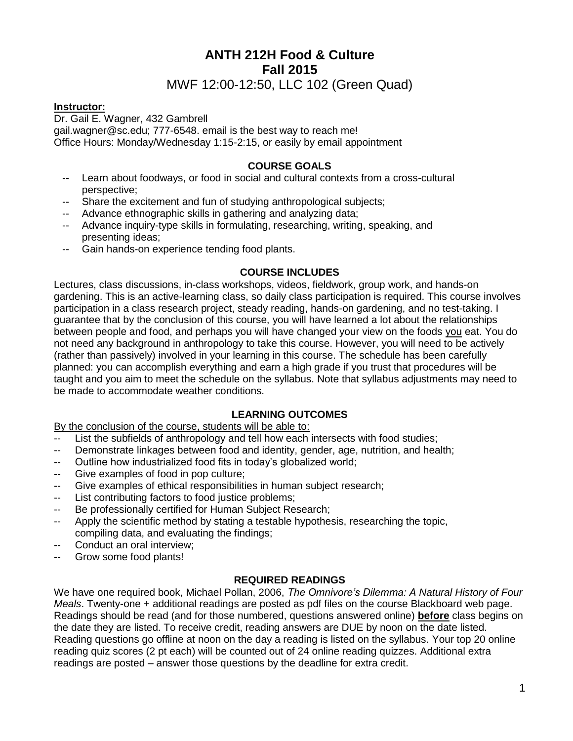# ANTH 212H Food & Culture
# Fall 2015

MWF 12:00-12:50, LLC 102 (Green Quad)

**Instructor:**
Dr. Gail E. Wagner, 432 Gambrell
gail.wagner@sc.edu; 777-6548. email is the best way to reach me!
Office Hours: Monday/Wednesday 1:15-2:15, or easily by email appointment

## COURSE GOALS

- Learn about foodways, or food in social and cultural contexts from a cross-cultural perspective;
- Share the excitement and fun of studying anthropological subjects;
- Advance ethnographic skills in gathering and analyzing data;
- Advance inquiry-type skills in formulating, researching, writing, speaking, and presenting ideas;
- Gain hands-on experience tending food plants.

## COURSE INCLUDES

Lectures, class discussions, in-class workshops, videos, fieldwork, group work, and hands-on gardening. This is an active-learning class, so daily class participation is required. This course involves participation in a class research project, steady reading, hands-on gardening, and no test-taking. I guarantee that by the conclusion of this course, you will have learned a lot about the relationships between people and food, and perhaps you will have changed your view on the foods <u>you</u> eat. You do not need any background in anthropology to take this course. However, you will need to be actively (rather than passively) involved in your learning in this course. The schedule has been carefully planned: you can accomplish everything and earn a high grade if you trust that procedures will be taught and you aim to meet the schedule on the syllabus. Note that syllabus adjustments may need to be made to accommodate weather conditions.

## LEARNING OUTCOMES

<u>By the conclusion of the course, students will be able to:</u>

- List the subfields of anthropology and tell how each intersects with food studies;
- Demonstrate linkages between food and identity, gender, age, nutrition, and health;
- Outline how industrialized food fits in today's globalized world;
- Give examples of food in pop culture;
- Give examples of ethical responsibilities in human subject research;
- List contributing factors to food justice problems;
- Be professionally certified for Human Subject Research;
- Apply the scientific method by stating a testable hypothesis, researching the topic, compiling data, and evaluating the findings;
- Conduct an oral interview;
- Grow some food plants!

## REQUIRED READINGS

We have one required book, Michael Pollan, 2006, *The Omnivore's Dilemma: A Natural History of Four Meals*. Twenty-one + additional readings are posted as pdf files on the course Blackboard web page. Readings should be read (and for those numbered, questions answered online) **<u>before</u>** class begins on the date they are listed. To receive credit, reading answers are DUE by noon on the date listed. Reading questions go offline at noon on the day a reading is listed on the syllabus. Your top 20 online reading quiz scores (2 pt each) will be counted out of 24 online reading quizzes. Additional extra readings are posted – answer those questions by the deadline for extra credit.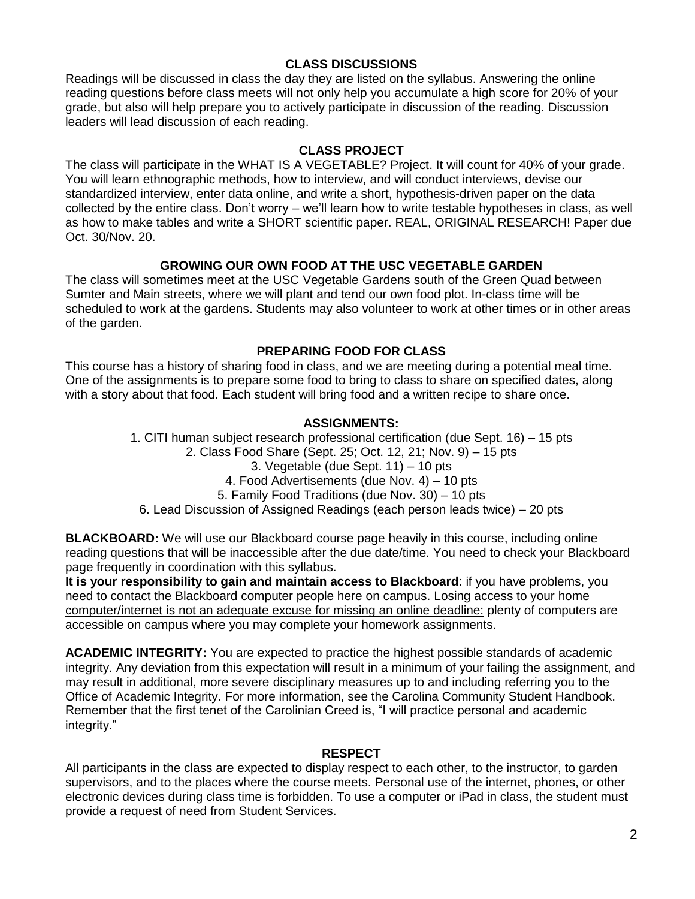## CLASS DISCUSSIONS

Readings will be discussed in class the day they are listed on the syllabus. Answering the online reading questions before class meets will not only help you accumulate a high score for 20% of your grade, but also will help prepare you to actively participate in discussion of the reading. Discussion leaders will lead discussion of each reading.

## CLASS PROJECT

The class will participate in the WHAT IS A VEGETABLE? Project. It will count for 40% of your grade. You will learn ethnographic methods, how to interview, and will conduct interviews, devise our standardized interview, enter data online, and write a short, hypothesis-driven paper on the data collected by the entire class. Don't worry – we'll learn how to write testable hypotheses in class, as well as how to make tables and write a SHORT scientific paper. REAL, ORIGINAL RESEARCH! Paper due Oct. 30/Nov. 20.

## GROWING OUR OWN FOOD AT THE USC VEGETABLE GARDEN

The class will sometimes meet at the USC Vegetable Gardens south of the Green Quad between Sumter and Main streets, where we will plant and tend our own food plot. In-class time will be scheduled to work at the gardens. Students may also volunteer to work at other times or in other areas of the garden.

## PREPARING FOOD FOR CLASS

This course has a history of sharing food in class, and we are meeting during a potential meal time. One of the assignments is to prepare some food to bring to class to share on specified dates, along with a story about that food. Each student will bring food and a written recipe to share once.

## ASSIGNMENTS:

1. CITI human subject research professional certification (due Sept. 16) – 15 pts
2. Class Food Share (Sept. 25; Oct. 12, 21; Nov. 9) – 15 pts
3. Vegetable (due Sept. 11) – 10 pts
4. Food Advertisements (due Nov. 4) – 10 pts
5. Family Food Traditions (due Nov. 30) – 10 pts
6. Lead Discussion of Assigned Readings (each person leads twice) – 20 pts

**BLACKBOARD:** We will use our Blackboard course page heavily in this course, including online reading questions that will be inaccessible after the due date/time. You need to check your Blackboard page frequently in coordination with this syllabus.

**It is your responsibility to gain and maintain access to Blackboard**: if you have problems, you need to contact the Blackboard computer people here on campus. <u>Losing access to your home computer/internet is not an adequate excuse for missing an online deadline:</u> plenty of computers are accessible on campus where you may complete your homework assignments.

**ACADEMIC INTEGRITY:** You are expected to practice the highest possible standards of academic integrity. Any deviation from this expectation will result in a minimum of your failing the assignment, and may result in additional, more severe disciplinary measures up to and including referring you to the Office of Academic Integrity. For more information, see the Carolina Community Student Handbook. Remember that the first tenet of the Carolinian Creed is, "I will practice personal and academic integrity."

## RESPECT

All participants in the class are expected to display respect to each other, to the instructor, to garden supervisors, and to the places where the course meets. Personal use of the internet, phones, or other electronic devices during class time is forbidden. To use a computer or iPad in class, the student must provide a request of need from Student Services.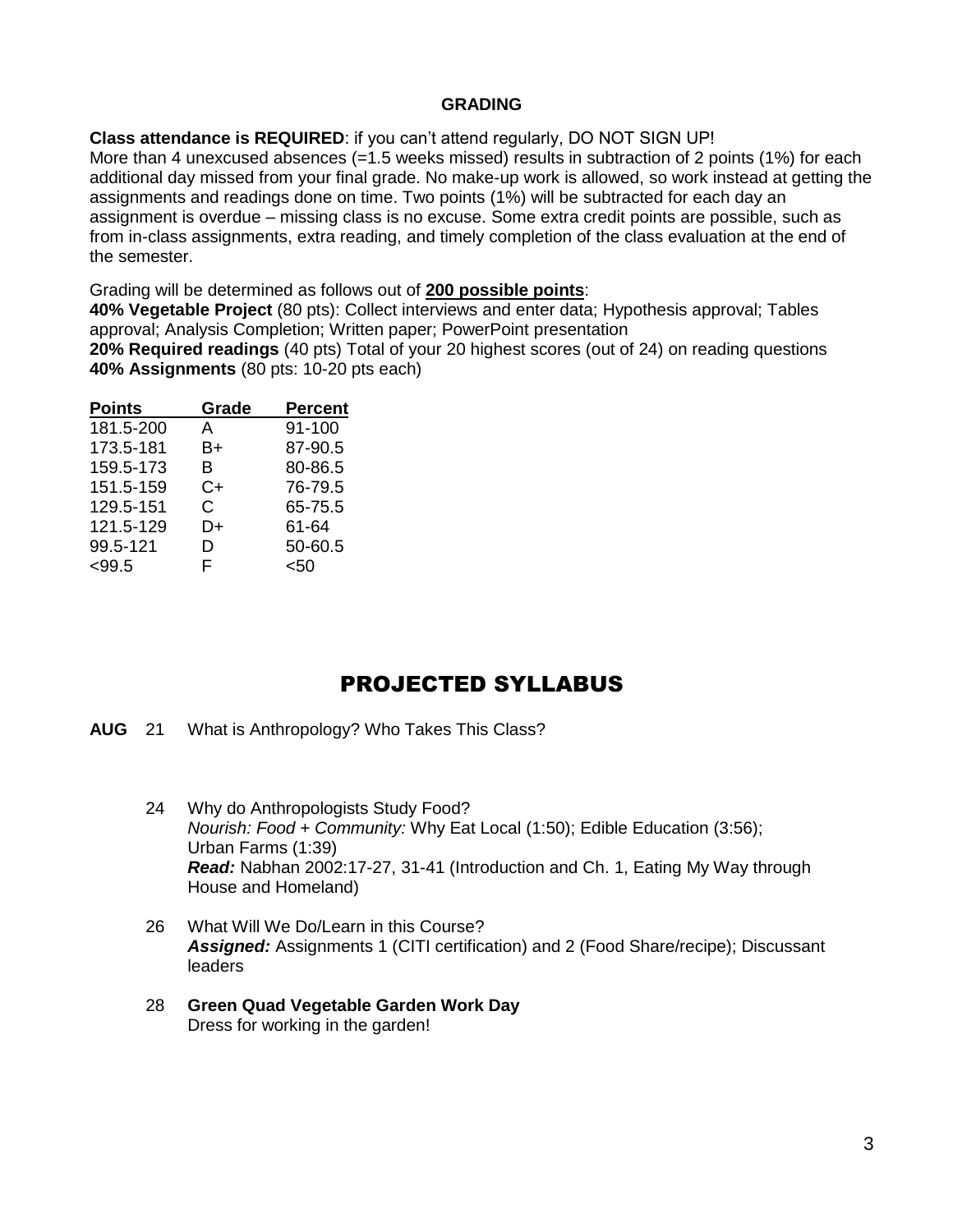## GRADING

**Class attendance is REQUIRED**: if you can't attend regularly, DO NOT SIGN UP!
More than 4 unexcused absences (=1.5 weeks missed) results in subtraction of 2 points (1%) for each additional day missed from your final grade. No make-up work is allowed, so work instead at getting the assignments and readings done on time. Two points (1%) will be subtracted for each day an assignment is overdue – missing class is no excuse. Some extra credit points are possible, such as from in-class assignments, extra reading, and timely completion of the class evaluation at the end of the semester.

Grading will be determined as follows out of **200 possible points**:
**40% Vegetable Project** (80 pts): Collect interviews and enter data; Hypothesis approval; Tables approval; Analysis Completion; Written paper; PowerPoint presentation
**20% Required readings** (40 pts) Total of your 20 highest scores (out of 24) on reading questions
**40% Assignments** (80 pts: 10-20 pts each)

| Points | Grade | Percent |
|---|---|---|
| 181.5-200 | A | 91-100 |
| 173.5-181 | B+ | 87-90.5 |
| 159.5-173 | B | 80-86.5 |
| 151.5-159 | C+ | 76-79.5 |
| 129.5-151 | C | 65-75.5 |
| 121.5-129 | D+ | 61-64 |
| 99.5-121 | D | 50-60.5 |
| <99.5 | F | <50 |

# PROJECTED SYLLABUS

**AUG** 21 What is Anthropology? Who Takes This Class?

24 Why do Anthropologists Study Food?
*Nourish: Food + Community:* Why Eat Local (1:50); Edible Education (3:56); Urban Farms (1:39)
***Read:*** Nabhan 2002:17-27, 31-41 (Introduction and Ch. 1, Eating My Way through House and Homeland)

26 What Will We Do/Learn in this Course?
***Assigned:*** Assignments 1 (CITI certification) and 2 (Food Share/recipe); Discussant leaders

28 **Green Quad Vegetable Garden Work Day**
Dress for working in the garden!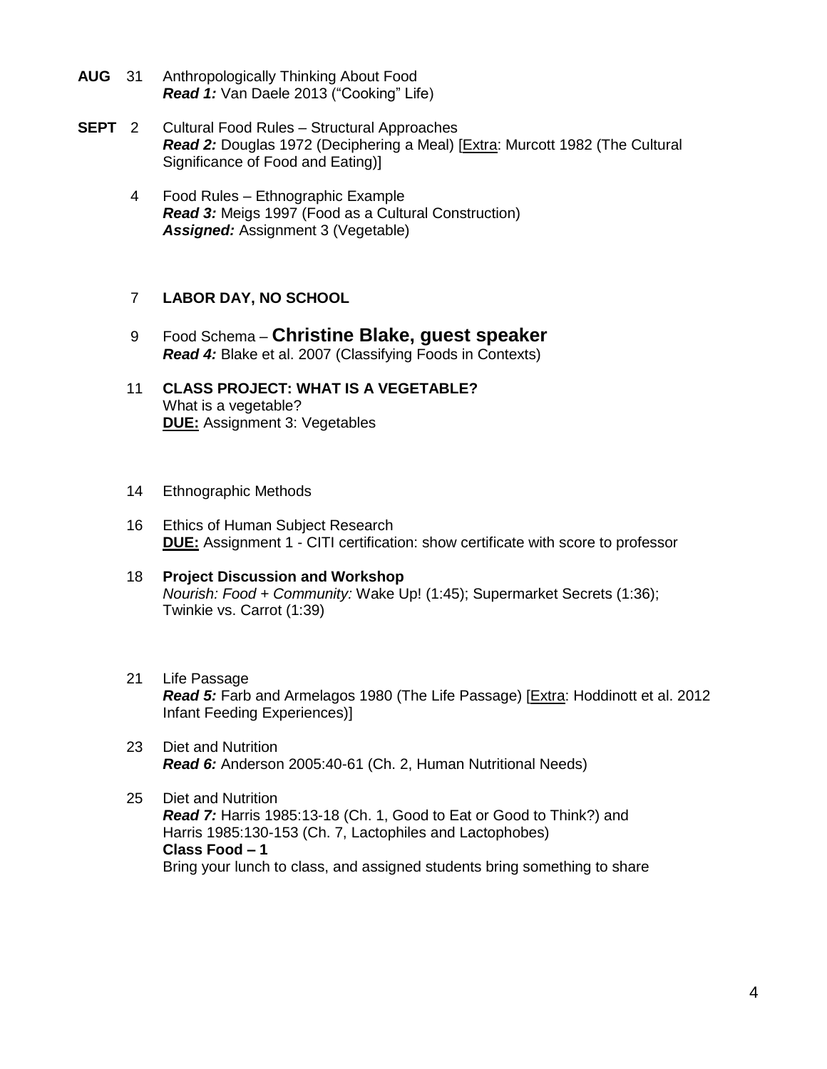**AUG** 31 Anthropologically Thinking About Food
*__Read 1:__* Van Daele 2013 ("Cooking" Life)

**SEPT** 2 Cultural Food Rules – Structural Approaches
*__Read 2:__* Douglas 1972 (Deciphering a Meal) [Extra: Murcott 1982 (The Cultural Significance of Food and Eating)]

4 Food Rules – Ethnographic Example
*__Read 3:__* Meigs 1997 (Food as a Cultural Construction)
*__Assigned:__* Assignment 3 (Vegetable)

7 **LABOR DAY, NO SCHOOL**

9 Food Schema – **Christine Blake, guest speaker**
*__Read 4:__* Blake et al. 2007 (Classifying Foods in Contexts)

11 **CLASS PROJECT: WHAT IS A VEGETABLE?**
What is a vegetable?
**DUE:** Assignment 3: Vegetables

14 Ethnographic Methods

16 Ethics of Human Subject Research
**DUE:** Assignment 1 - CITI certification: show certificate with score to professor

18 **Project Discussion and Workshop**
*Nourish: Food + Community:* Wake Up! (1:45); Supermarket Secrets (1:36); Twinkie vs. Carrot (1:39)

21 Life Passage
*__Read 5:__* Farb and Armelagos 1980 (The Life Passage) [Extra: Hoddinott et al. 2012 Infant Feeding Experiences)]

23 Diet and Nutrition
*__Read 6:__* Anderson 2005:40-61 (Ch. 2, Human Nutritional Needs)

25 Diet and Nutrition
*__Read 7:__* Harris 1985:13-18 (Ch. 1, Good to Eat or Good to Think?) and Harris 1985:130-153 (Ch. 7, Lactophiles and Lactophobes)
**Class Food – 1**
Bring your lunch to class, and assigned students bring something to share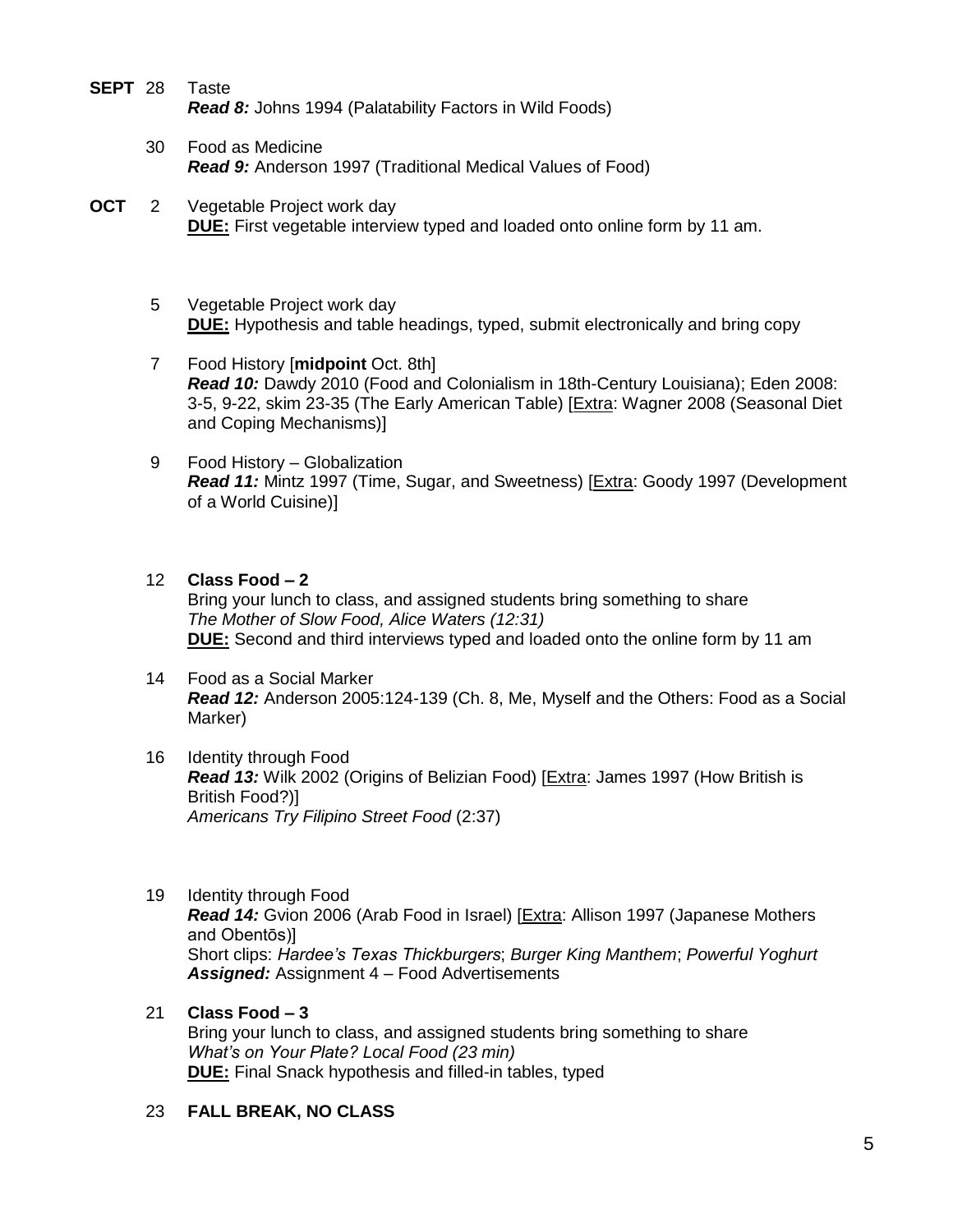**SEPT** 28 Taste
*Read 8:* Johns 1994 (Palatability Factors in Wild Foods)

30 Food as Medicine
*Read 9:* Anderson 1997 (Traditional Medical Values of Food)

**OCT** 2 Vegetable Project work day
**DUE:** First vegetable interview typed and loaded onto online form by 11 am.

5 Vegetable Project work day
**DUE:** Hypothesis and table headings, typed, submit electronically and bring copy

7 Food History [**midpoint** Oct. 8th]
*Read 10:* Dawdy 2010 (Food and Colonialism in 18th-Century Louisiana); Eden 2008: 3-5, 9-22, skim 23-35 (The Early American Table) [Extra: Wagner 2008 (Seasonal Diet and Coping Mechanisms)]

9 Food History – Globalization
*Read 11:* Mintz 1997 (Time, Sugar, and Sweetness) [Extra: Goody 1997 (Development of a World Cuisine)]

12 **Class Food – 2**
Bring your lunch to class, and assigned students bring something to share
*The Mother of Slow Food, Alice Waters (12:31)*
**DUE:** Second and third interviews typed and loaded onto the online form by 11 am

14 Food as a Social Marker
*Read 12:* Anderson 2005:124-139 (Ch. 8, Me, Myself and the Others: Food as a Social Marker)

16 Identity through Food
*Read 13:* Wilk 2002 (Origins of Belizian Food) [Extra: James 1997 (How British is British Food?)]
*Americans Try Filipino Street Food* (2:37)

19 Identity through Food
*Read 14:* Gvion 2006 (Arab Food in Israel) [Extra: Allison 1997 (Japanese Mothers and Obentōs)]
Short clips: *Hardee's Texas Thickburgers*; *Burger King Manthem*; *Powerful Yoghurt*
***Assigned:*** Assignment 4 – Food Advertisements

21 **Class Food – 3**
Bring your lunch to class, and assigned students bring something to share
*What's on Your Plate? Local Food (23 min)*
**DUE:** Final Snack hypothesis and filled-in tables, typed

23 **FALL BREAK, NO CLASS**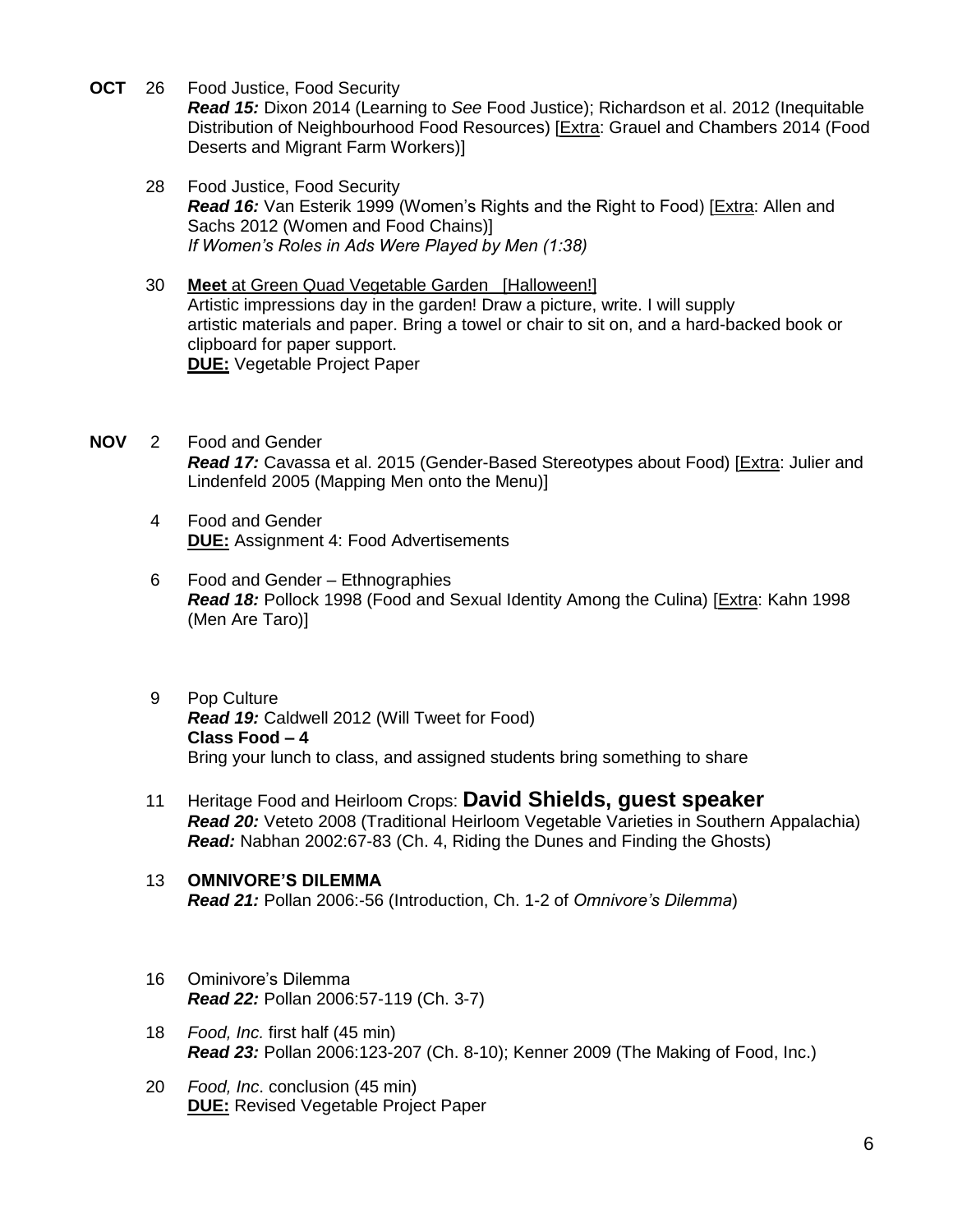**OCT** 26 Food Justice, Food Security
*Read 15:* Dixon 2014 (Learning to *See* Food Justice); Richardson et al. 2012 (Inequitable Distribution of Neighbourhood Food Resources) [Extra: Grauel and Chambers 2014 (Food Deserts and Migrant Farm Workers)]

28 Food Justice, Food Security
*Read 16:* Van Esterik 1999 (Women's Rights and the Right to Food) [Extra: Allen and Sachs 2012 (Women and Food Chains)]
*If Women's Roles in Ads Were Played by Men (1:38)*

30 **Meet** at Green Quad Vegetable Garden [Halloween!]
Artistic impressions day in the garden! Draw a picture, write. I will supply artistic materials and paper. Bring a towel or chair to sit on, and a hard-backed book or clipboard for paper support.
**DUE:** Vegetable Project Paper

**NOV** 2 Food and Gender
*Read 17:* Cavassa et al. 2015 (Gender-Based Stereotypes about Food) [Extra: Julier and Lindenfeld 2005 (Mapping Men onto the Menu)]

4 Food and Gender
**DUE:** Assignment 4: Food Advertisements

6 Food and Gender – Ethnographies
*Read 18:* Pollock 1998 (Food and Sexual Identity Among the Culina) [Extra: Kahn 1998 (Men Are Taro)]

9 Pop Culture
*Read 19:* Caldwell 2012 (Will Tweet for Food)
**Class Food – 4**
Bring your lunch to class, and assigned students bring something to share

11 Heritage Food and Heirloom Crops: **David Shields, guest speaker**
*Read 20:* Veteto 2008 (Traditional Heirloom Vegetable Varieties in Southern Appalachia)
*Read:* Nabhan 2002:67-83 (Ch. 4, Riding the Dunes and Finding the Ghosts)

13 **OMNIVORE'S DILEMMA**
*Read 21:* Pollan 2006:-56 (Introduction, Ch. 1-2 of *Omnivore's Dilemma*)

16 Ominivore's Dilemma
*Read 22:* Pollan 2006:57-119 (Ch. 3-7)

18 *Food, Inc.* first half (45 min)
*Read 23:* Pollan 2006:123-207 (Ch. 8-10); Kenner 2009 (The Making of Food, Inc.)

20 *Food, Inc*. conclusion (45 min)
**DUE:** Revised Vegetable Project Paper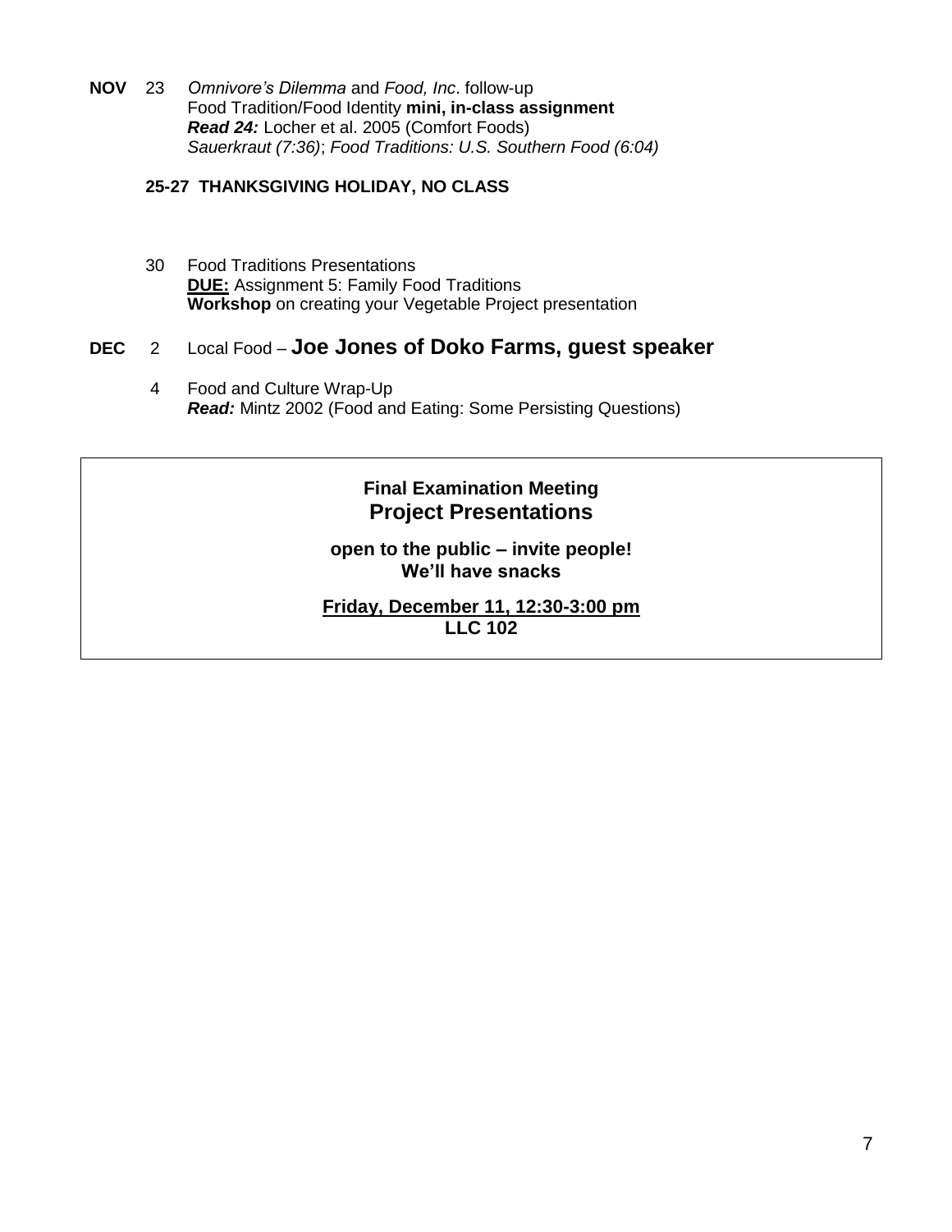**NOV** 23 *Omnivore's Dilemma* and *Food, Inc*. follow-up
Food Tradition/Food Identity **mini, in-class assignment**
***Read 24:*** Locher et al. 2005 (Comfort Foods)
*Sauerkraut (7:36)*; *Food Traditions: U.S. Southern Food (6:04)*

**25-27 THANKSGIVING HOLIDAY, NO CLASS**

30 Food Traditions Presentations
**DUE:** Assignment 5: Family Food Traditions
**Workshop** on creating your Vegetable Project presentation

**DEC** 2 Local Food – **Joe Jones of Doko Farms, guest speaker**

4 Food and Culture Wrap-Up
***Read:*** Mintz 2002 (Food and Eating: Some Persisting Questions)

**Final Examination Meeting**
**Project Presentations**

**open to the public – invite people!**
**We'll have snacks**

**Friday, December 11, 12:30-3:00 pm**
**LLC 102**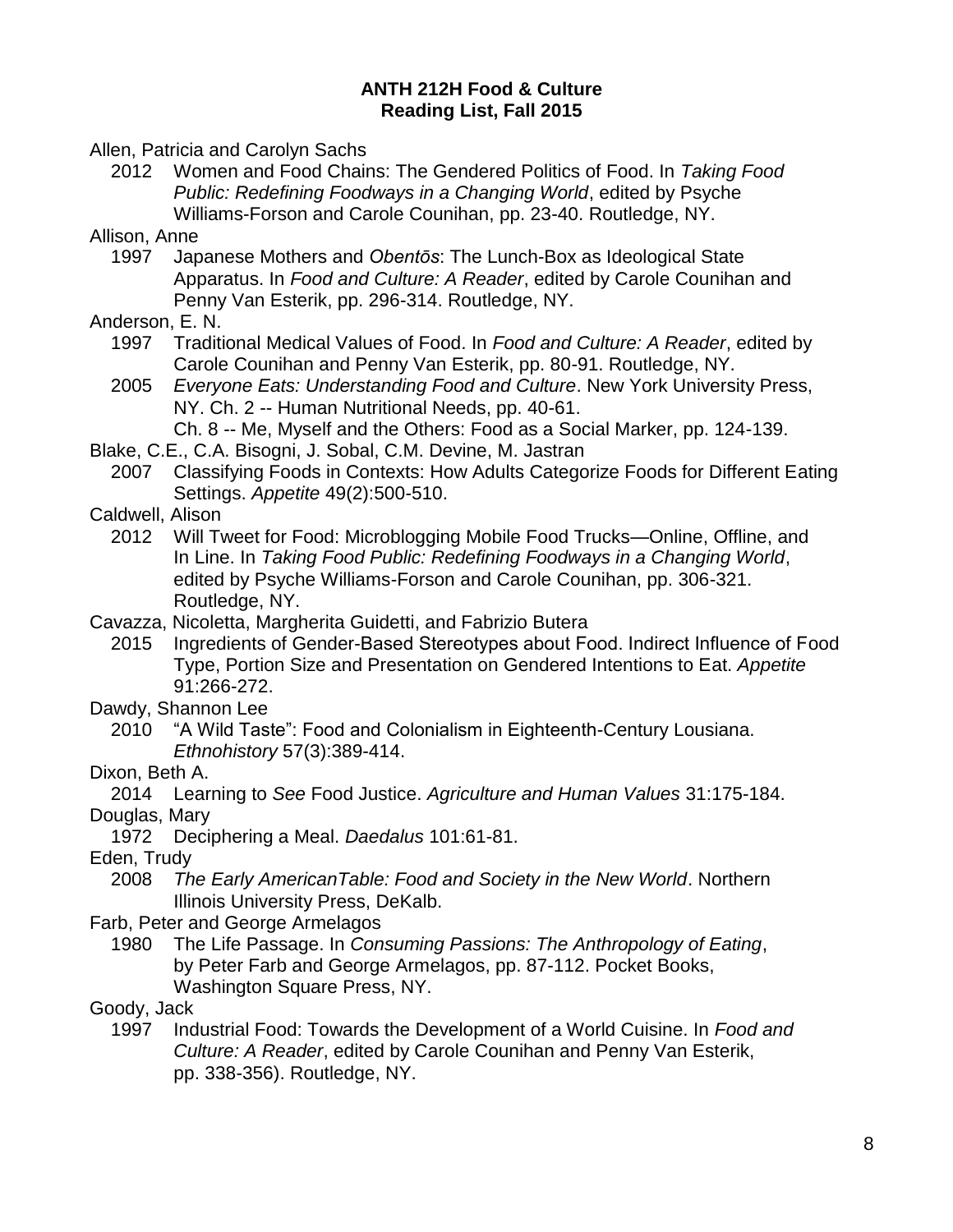**ANTH 212H Food & Culture**
**Reading List, Fall 2015**

Allen, Patricia and Carolyn Sachs

2012 Women and Food Chains: The Gendered Politics of Food. In *Taking Food Public: Redefining Foodways in a Changing World*, edited by Psyche Williams-Forson and Carole Counihan, pp. 23-40. Routledge, NY.

Allison, Anne

1997 Japanese Mothers and *Obentōs*: The Lunch-Box as Ideological State Apparatus. In *Food and Culture: A Reader*, edited by Carole Counihan and Penny Van Esterik, pp. 296-314. Routledge, NY.

Anderson, E. N.

1997 Traditional Medical Values of Food. In *Food and Culture: A Reader*, edited by Carole Counihan and Penny Van Esterik, pp. 80-91. Routledge, NY.

2005 *Everyone Eats: Understanding Food and Culture*. New York University Press, NY. Ch. 2 -- Human Nutritional Needs, pp. 40-61.
Ch. 8 -- Me, Myself and the Others: Food as a Social Marker, pp. 124-139.

Blake, C.E., C.A. Bisogni, J. Sobal, C.M. Devine, M. Jastran

2007 Classifying Foods in Contexts: How Adults Categorize Foods for Different Eating Settings. *Appetite* 49(2):500-510.

Caldwell, Alison

2012 Will Tweet for Food: Microblogging Mobile Food Trucks—Online, Offline, and In Line. In *Taking Food Public: Redefining Foodways in a Changing World*, edited by Psyche Williams-Forson and Carole Counihan, pp. 306-321. Routledge, NY.

Cavazza, Nicoletta, Margherita Guidetti, and Fabrizio Butera

2015 Ingredients of Gender-Based Stereotypes about Food. Indirect Influence of Food Type, Portion Size and Presentation on Gendered Intentions to Eat. *Appetite* 91:266-272.

Dawdy, Shannon Lee

2010 "A Wild Taste": Food and Colonialism in Eighteenth-Century Lousiana. *Ethnohistory* 57(3):389-414.

Dixon, Beth A.

2014 Learning to *See* Food Justice. *Agriculture and Human Values* 31:175-184.

Douglas, Mary

1972 Deciphering a Meal. *Daedalus* 101:61-81.

Eden, Trudy

2008 *The Early AmericanTable: Food and Society in the New World*. Northern Illinois University Press, DeKalb.

Farb, Peter and George Armelagos

1980 The Life Passage. In *Consuming Passions: The Anthropology of Eating*, by Peter Farb and George Armelagos, pp. 87-112. Pocket Books, Washington Square Press, NY.

Goody, Jack

1997 Industrial Food: Towards the Development of a World Cuisine. In *Food and Culture: A Reader*, edited by Carole Counihan and Penny Van Esterik, pp. 338-356). Routledge, NY.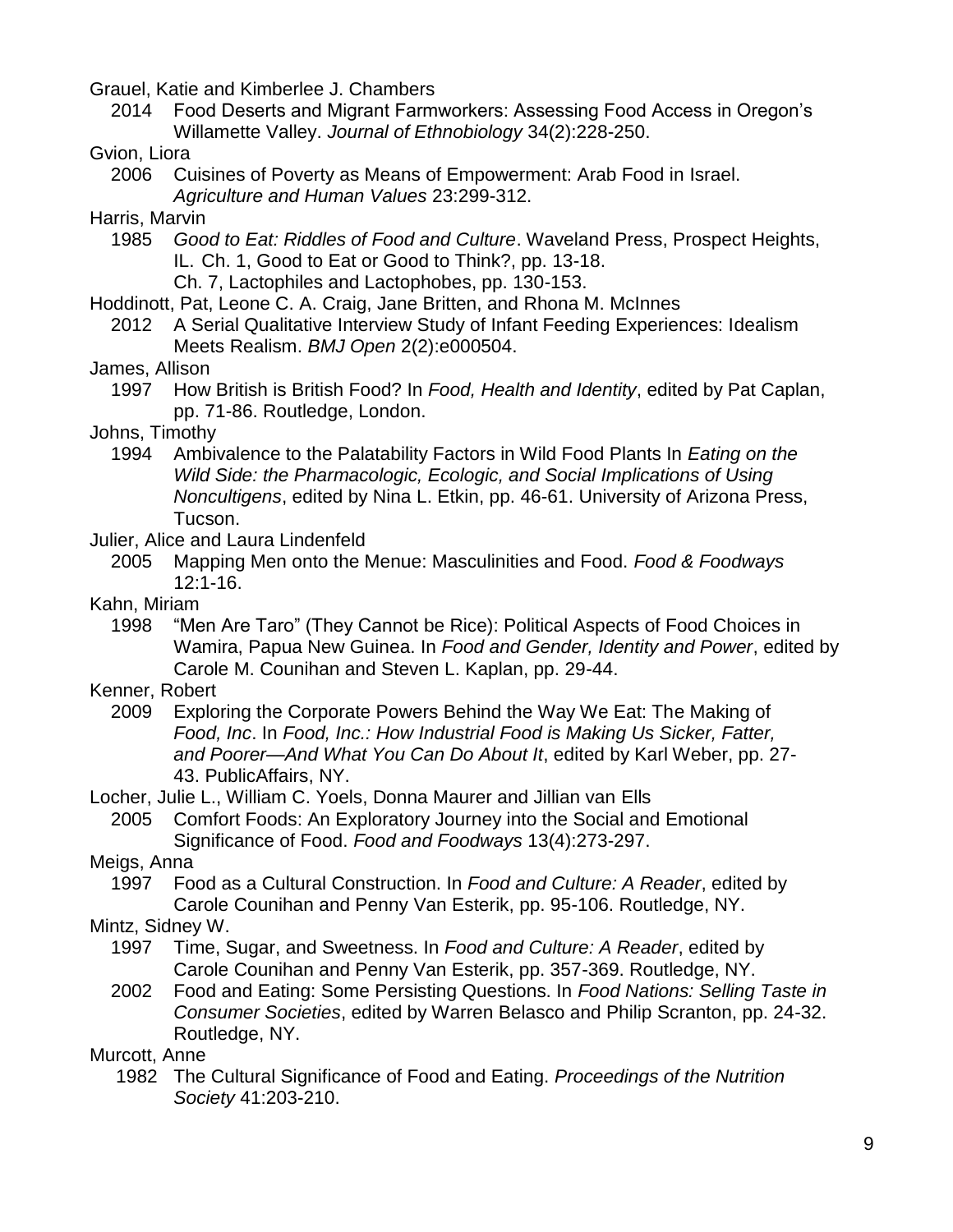Grauel, Katie and Kimberlee J. Chambers
2014 Food Deserts and Migrant Farmworkers: Assessing Food Access in Oregon's Willamette Valley. *Journal of Ethnobiology* 34(2):228-250.

Gvion, Liora
2006 Cuisines of Poverty as Means of Empowerment: Arab Food in Israel. *Agriculture and Human Values* 23:299-312.

Harris, Marvin
1985 *Good to Eat: Riddles of Food and Culture*. Waveland Press, Prospect Heights, IL. Ch. 1, Good to Eat or Good to Think?, pp. 13-18.
Ch. 7, Lactophiles and Lactophobes, pp. 130-153.

Hoddinott, Pat, Leone C. A. Craig, Jane Britten, and Rhona M. McInnes
2012 A Serial Qualitative Interview Study of Infant Feeding Experiences: Idealism Meets Realism. *BMJ Open* 2(2):e000504.

James, Allison
1997 How British is British Food? In *Food, Health and Identity*, edited by Pat Caplan, pp. 71-86. Routledge, London.

Johns, Timothy
1994 Ambivalence to the Palatability Factors in Wild Food Plants In *Eating on the Wild Side: the Pharmacologic, Ecologic, and Social Implications of Using Noncultigens*, edited by Nina L. Etkin, pp. 46-61. University of Arizona Press, Tucson.

Julier, Alice and Laura Lindenfeld
2005 Mapping Men onto the Menue: Masculinities and Food. *Food & Foodways* 12:1-16.

Kahn, Miriam
1998 "Men Are Taro" (They Cannot be Rice): Political Aspects of Food Choices in Wamira, Papua New Guinea. In *Food and Gender, Identity and Power*, edited by Carole M. Counihan and Steven L. Kaplan, pp. 29-44.

Kenner, Robert
2009 Exploring the Corporate Powers Behind the Way We Eat: The Making of *Food, Inc*. In *Food, Inc.: How Industrial Food is Making Us Sicker, Fatter, and Poorer—And What You Can Do About It*, edited by Karl Weber, pp. 27-43. PublicAffairs, NY.

Locher, Julie L., William C. Yoels, Donna Maurer and Jillian van Ells
2005 Comfort Foods: An Exploratory Journey into the Social and Emotional Significance of Food. *Food and Foodways* 13(4):273-297.

Meigs, Anna
1997 Food as a Cultural Construction. In *Food and Culture: A Reader*, edited by Carole Counihan and Penny Van Esterik, pp. 95-106. Routledge, NY.

Mintz, Sidney W.
1997 Time, Sugar, and Sweetness. In *Food and Culture: A Reader*, edited by Carole Counihan and Penny Van Esterik, pp. 357-369. Routledge, NY.
2002 Food and Eating: Some Persisting Questions. In *Food Nations: Selling Taste in Consumer Societies*, edited by Warren Belasco and Philip Scranton, pp. 24-32. Routledge, NY.

Murcott, Anne
1982 The Cultural Significance of Food and Eating. *Proceedings of the Nutrition Society* 41:203-210.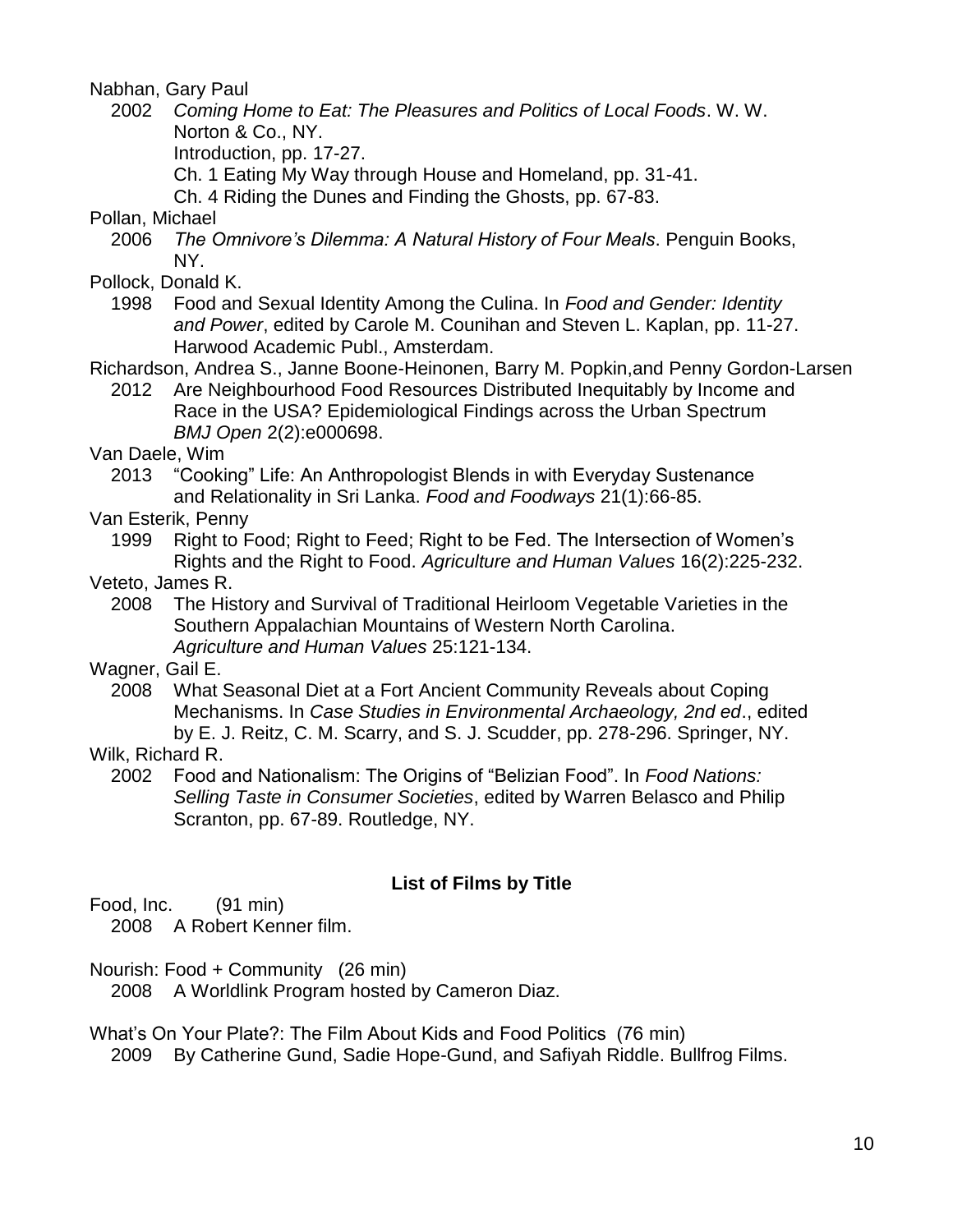Nabhan, Gary Paul

2002 *Coming Home to Eat: The Pleasures and Politics of Local Foods*. W. W. Norton & Co., NY.
Introduction, pp. 17-27.
Ch. 1 Eating My Way through House and Homeland, pp. 31-41.
Ch. 4 Riding the Dunes and Finding the Ghosts, pp. 67-83.

Pollan, Michael

2006 *The Omnivore's Dilemma: A Natural History of Four Meals*. Penguin Books, NY.

Pollock, Donald K.

1998 Food and Sexual Identity Among the Culina. In *Food and Gender: Identity and Power*, edited by Carole M. Counihan and Steven L. Kaplan, pp. 11-27. Harwood Academic Publ., Amsterdam.

Richardson, Andrea S., Janne Boone-Heinonen, Barry M. Popkin,and Penny Gordon-Larsen

2012 Are Neighbourhood Food Resources Distributed Inequitably by Income and Race in the USA? Epidemiological Findings across the Urban Spectrum *BMJ Open* 2(2):e000698.

Van Daele, Wim

2013 "Cooking" Life: An Anthropologist Blends in with Everyday Sustenance and Relationality in Sri Lanka. *Food and Foodways* 21(1):66-85.

Van Esterik, Penny

1999 Right to Food; Right to Feed; Right to be Fed. The Intersection of Women's Rights and the Right to Food. *Agriculture and Human Values* 16(2):225-232.

Veteto, James R.

2008 The History and Survival of Traditional Heirloom Vegetable Varieties in the Southern Appalachian Mountains of Western North Carolina. *Agriculture and Human Values* 25:121-134.

Wagner, Gail E.

2008 What Seasonal Diet at a Fort Ancient Community Reveals about Coping Mechanisms. In *Case Studies in Environmental Archaeology, 2nd ed*., edited by E. J. Reitz, C. M. Scarry, and S. J. Scudder, pp. 278-296. Springer, NY.

Wilk, Richard R.

2002 Food and Nationalism: The Origins of "Belizian Food". In *Food Nations: Selling Taste in Consumer Societies*, edited by Warren Belasco and Philip Scranton, pp. 67-89. Routledge, NY.

## List of Films by Title

Food, Inc. (91 min)

2008 A Robert Kenner film.

Nourish: Food + Community (26 min)

2008 A Worldlink Program hosted by Cameron Diaz.

What's On Your Plate?: The Film About Kids and Food Politics (76 min)

2009 By Catherine Gund, Sadie Hope-Gund, and Safiyah Riddle. Bullfrog Films.